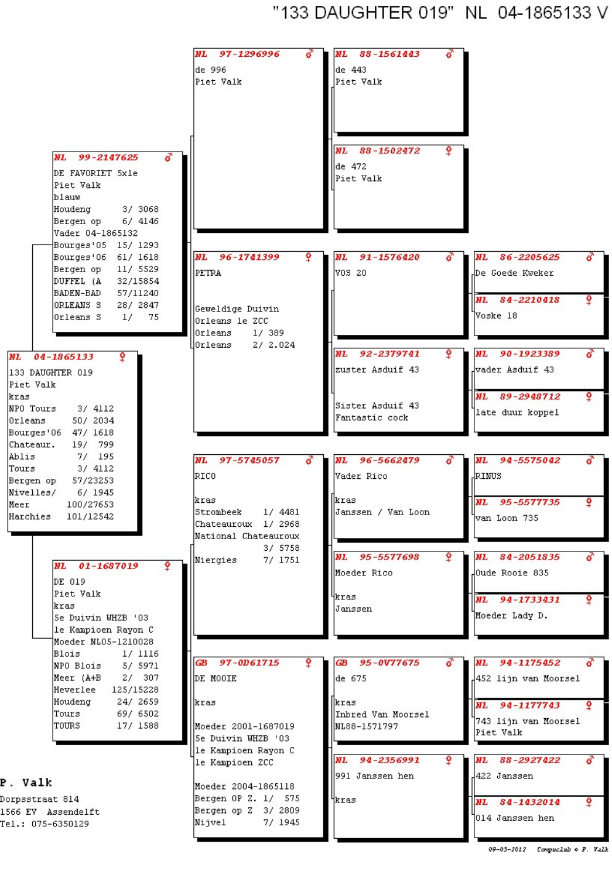# "133 DAUGHTER 019" NL 04-1865133 V

## NL 04-1865133 ♀

133 DAUGHTER 019
Piet Valk
kras

| | |
|---|---|
| NPO Tours | 3/ 4112 |
| Orleans | 50/ 2034 |
| Bourges'06 | 47/ 1618 |
| Chateaur. | 19/ 799 |
| Ablis | 7/ 195 |
| Tours | 3/ 4112 |
| Bergen op | 57/23253 |
| Nivelles/ | 6/ 1945 |
| Meer | 100/27653 |
| Harchies | 101/12542 |

### Vader: NL 99-2147625 ♂

DE FAVORIET 5xle
Piet Valk
blauw

| | |
|---|---|
| Houdeng | 3/ 3068 |
| Bergen op | 6/ 4146 |
| Vader 04-1865132 | |
| Bourges'05 | 15/ 1293 |
| Bourges'06 | 61/ 1618 |
| Bergen op | 11/ 5529 |
| DUFFEL (A | 32/15854 |
| BADEN-BAD | 57/11240 |
| ORLEANS S | 28/ 2847 |
| Orleans S | 1/ 75 |

#### NL 97-1296996 ♂

de 996
Piet Valk

- NL 88-1561443 ♂ — de 443, Piet Valk
- NL 88-1502472 ♀ — de 472, Piet Valk

#### NL 96-1741399 ♀

PETRA

Geweldige Duivin
Orleans le ZCC

| | |
|---|---|
| Orleans | 1/ 389 |
| Orleans | 2/ 2.024 |

- NL 91-1576420 ♂ — VOS 20
  - NL 86-2205625 ♂ — De Goede Kweker
  - NL 84-2210418 ♀ — Voske 18
- NL 92-2379741 ♀ — zuster Asduif 43, Sister Asduif 43, Fantastic cock
  - NL 90-1923389 ♂ — vader Asduif 43
  - NL 89-2948712 ♀ — late duur koppel

### Moeder: NL 01-1687019 ♀

DE 019
Piet Valk
kras
5e Duivin WHZB '03
le Kampioen Rayon C
Moeder NL05-1210028

| | |
|---|---|
| Blois | 1/ 1116 |
| NPO Blois | 5/ 5971 |
| Meer (A+B | 2/ 307 |
| Heverlee | 125/15228 |
| Houdeng | 24/ 2659 |
| Tours | 69/ 6502 |
| TOURS | 17/ 1588 |

#### NL 97-5745057 ♂

RICO

kras

| | |
|---|---|
| Strombeek | 1/ 4481 |
| Chateauroux | 1/ 2968 |
| National Chateauroux | 3/ 5758 |
| Niergies | 7/ 1751 |

- NL 96-5662479 ♂ — Vader Rico, kras, Janssen / Van Loon
  - NL 94-5575042 ♂ — RINUS
  - NL 95-5577735 ♀ — van Loon 735
- NL 95-5577698 ♀ — Moeder Rico, kras, Janssen
  - NL 84-2051835 ♂ — Oude Rooie 835
  - NL 94-1733431 ♀ — Moeder Lady D.

#### GB 97-0D61715 ♀

DE MOOIE

kras

Moeder 2001-1687019
5e Duivin WHZB '03
le Kampioen Rayon C
le Kampioen ZCC

Moeder 2004-1865118

| | |
|---|---|
| Bergen OP Z. | 1/ 575 |
| Bergen op Z | 3/ 2809 |
| Nijvel | 7/ 1945 |

- GB 95-0V77675 ♂ — de 675, kras, Inbred Van Moorsel, NL88-1571797
  - NL 94-1175452 ♂ — 452 lijn van Moorsel
  - NL 94-1177743 ♀ — 743 lijn van Moorsel, Piet Valk
- NL 94-2356991 ♀ — 991 Janssen hen, kras
  - NL 88-2927422 ♂ — 422 Janssen
  - NL 84-1432014 ♀ — 014 Janssen hen

**P. Valk**
Dorpsstraat 814
1566 EV Assendelft
Tel.: 075-6350129

09-05-2012 Compuclub + P. Valk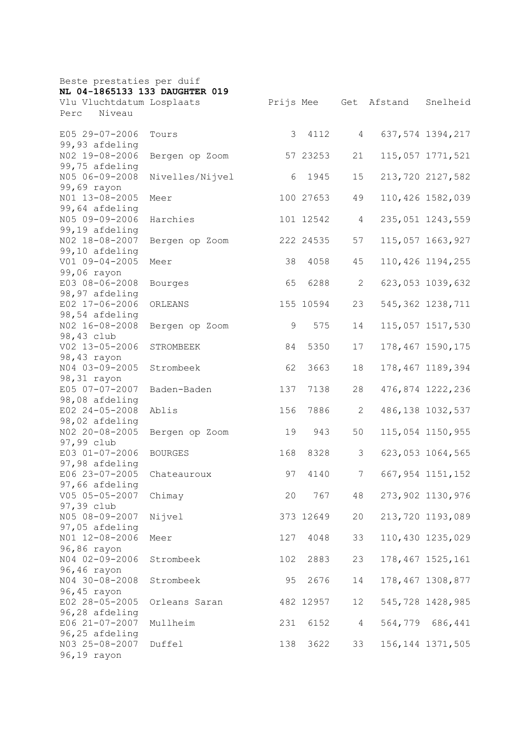Beste prestaties per duif

**NL 04-1865133 133 DAUGHTER 019**

| Vlu Vluchtdatum | Losplaats | Prijs | Mee | Get | Afstand | Snelheid | Perc | Niveau |
|---|---|---|---|---|---|---|---|---|
| E05 29-07-2006 | Tours | 3 | 4112 | 4 | 637,574 | 1394,217 | 99,93 | afdeling |
| N02 19-08-2006 | Bergen op Zoom | 57 | 23253 | 21 | 115,057 | 1771,521 | 99,75 | afdeling |
| N05 06-09-2008 | Nivelles/Nijvel | 6 | 1945 | 15 | 213,720 | 2127,582 | 99,69 | rayon |
| N01 13-08-2005 | Meer | 100 | 27653 | 49 | 110,426 | 1582,039 | 99,64 | afdeling |
| N05 09-09-2006 | Harchies | 101 | 12542 | 4 | 235,051 | 1243,559 | 99,19 | afdeling |
| N02 18-08-2007 | Bergen op Zoom | 222 | 24535 | 57 | 115,057 | 1663,927 | 99,10 | afdeling |
| V01 09-04-2005 | Meer | 38 | 4058 | 45 | 110,426 | 1194,255 | 99,06 | rayon |
| E03 08-06-2008 | Bourges | 65 | 6288 | 2 | 623,053 | 1039,632 | 98,97 | afdeling |
| E02 17-06-2006 | ORLEANS | 155 | 10594 | 23 | 545,362 | 1238,711 | 98,54 | afdeling |
| N02 16-08-2008 | Bergen op Zoom | 9 | 575 | 14 | 115,057 | 1517,530 | 98,43 | club |
| V02 13-05-2006 | STROMBEEK | 84 | 5350 | 17 | 178,467 | 1590,175 | 98,43 | rayon |
| N04 03-09-2005 | Strombeek | 62 | 3663 | 18 | 178,467 | 1189,394 | 98,31 | rayon |
| E05 07-07-2007 | Baden-Baden | 137 | 7138 | 28 | 476,874 | 1222,236 | 98,08 | afdeling |
| E02 24-05-2008 | Ablis | 156 | 7886 | 2 | 486,138 | 1032,537 | 98,02 | afdeling |
| N02 20-08-2005 | Bergen op Zoom | 19 | 943 | 50 | 115,054 | 1150,955 | 97,99 | club |
| E03 01-07-2006 | BOURGES | 168 | 8328 | 3 | 623,053 | 1064,565 | 97,98 | afdeling |
| E06 23-07-2005 | Chateauroux | 97 | 4140 | 7 | 667,954 | 1151,152 | 97,66 | afdeling |
| V05 05-05-2007 | Chimay | 20 | 767 | 48 | 273,902 | 1130,976 | 97,39 | club |
| N05 08-09-2007 | Nijvel | 373 | 12649 | 20 | 213,720 | 1193,089 | 97,05 | afdeling |
| N01 12-08-2006 | Meer | 127 | 4048 | 33 | 110,430 | 1235,029 | 96,86 | rayon |
| N04 02-09-2006 | Strombeek | 102 | 2883 | 23 | 178,467 | 1525,161 | 96,46 | rayon |
| N04 30-08-2008 | Strombeek | 95 | 2676 | 14 | 178,467 | 1308,877 | 96,45 | rayon |
| E02 28-05-2005 | Orleans Saran | 482 | 12957 | 12 | 545,728 | 1428,985 | 96,28 | afdeling |
| E06 21-07-2007 | Mullheim | 231 | 6152 | 4 | 564,779 | 686,441 | 96,25 | afdeling |
| N03 25-08-2007 | Duffel | 138 | 3622 | 33 | 156,144 | 1371,505 | 96,19 | rayon |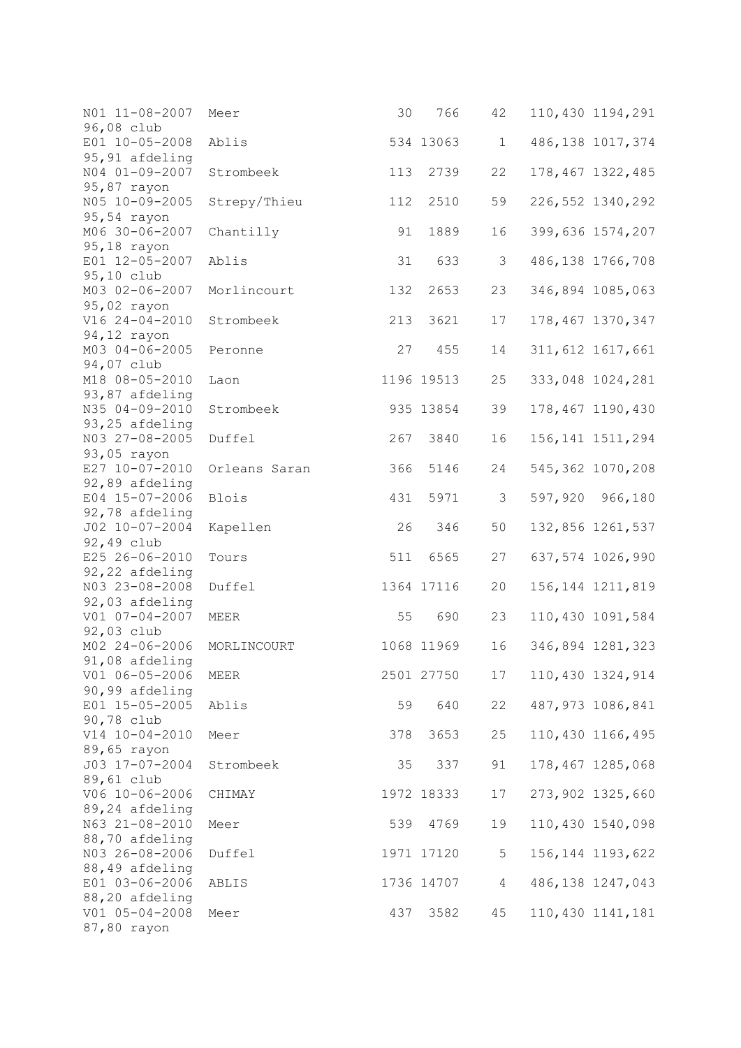```
N01 11-08-2007  Meer              30   766    42    110,430 1194,291
96,08 club
E01 10-05-2008  Ablis            534 13063     1    486,138 1017,374
95,91 afdeling
N04 01-09-2007  Strombeek        113  2739    22    178,467 1322,485
95,87 rayon
N05 10-09-2005  Strepy/Thieu     112  2510    59    226,552 1340,292
95,54 rayon
M06 30-06-2007  Chantilly         91  1889    16    399,636 1574,207
95,18 rayon
E01 12-05-2007  Ablis             31   633     3    486,138 1766,708
95,10 club
M03 02-06-2007  Morlincourt      132  2653    23    346,894 1085,063
95,02 rayon
V16 24-04-2010  Strombeek        213  3621    17    178,467 1370,347
94,12 rayon
M03 04-06-2005  Peronne           27   455    14    311,612 1617,661
94,07 club
M18 08-05-2010  Laon            1196 19513    25    333,048 1024,281
93,87 afdeling
N35 04-09-2010  Strombeek        935 13854    39    178,467 1190,430
93,25 afdeling
N03 27-08-2005  Duffel           267  3840    16    156,141 1511,294
93,05 rayon
E27 10-07-2010  Orleans Saran    366  5146    24    545,362 1070,208
92,89 afdeling
E04 15-07-2006  Blois            431  5971     3    597,920  966,180
92,78 afdeling
J02 10-07-2004  Kapellen          26   346    50    132,856 1261,537
92,49 club
E25 26-06-2010  Tours            511  6565    27    637,574 1026,990
92,22 afdeling
N03 23-08-2008  Duffel          1364 17116    20    156,144 1211,819
92,03 afdeling
V01 07-04-2007  MEER              55   690    23    110,430 1091,584
92,03 club
M02 24-06-2006  MORLINCOURT     1068 11969    16    346,894 1281,323
91,08 afdeling
V01 06-05-2006  MEER            2501 27750    17    110,430 1324,914
90,99 afdeling
E01 15-05-2005  Ablis             59   640    22    487,973 1086,841
90,78 club
V14 10-04-2010  Meer             378  3653    25    110,430 1166,495
89,65 rayon
J03 17-07-2004  Strombeek         35   337    91    178,467 1285,068
89,61 club
V06 10-06-2006  CHIMAY          1972 18333    17    273,902 1325,660
89,24 afdeling
N63 21-08-2010  Meer             539  4769    19    110,430 1540,098
88,70 afdeling
N03 26-08-2006  Duffel          1971 17120     5    156,144 1193,622
88,49 afdeling
E01 03-06-2006  ABLIS           1736 14707     4    486,138 1247,043
88,20 afdeling
V01 05-04-2008  Meer             437  3582    45    110,430 1141,181
87,80 rayon
```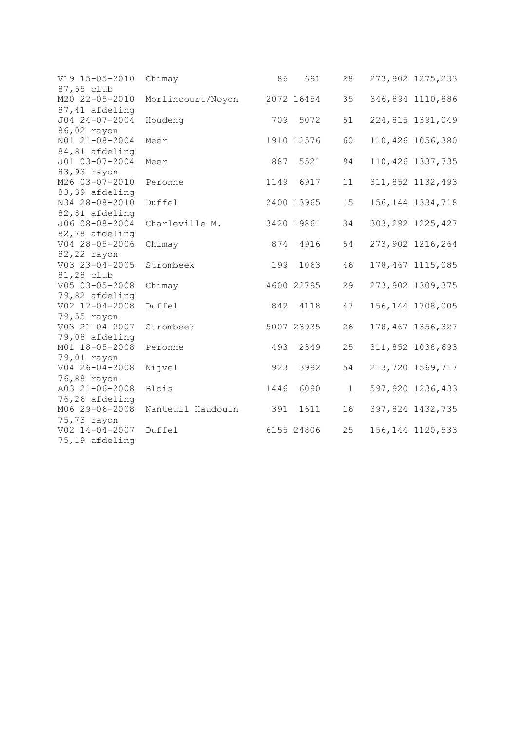| | | | | | | | |
|---|---|---|---|---|---|---|---|
| V19 15-05-2010 | Chimay | 86 | 691 | 28 | 273,902 | 1275,233 | 87,55 club |
| M20 22-05-2010 | Morlincourt/Noyon | 2072 | 16454 | 35 | 346,894 | 1110,886 | 87,41 afdeling |
| J04 24-07-2004 | Houdeng | 709 | 5072 | 51 | 224,815 | 1391,049 | 86,02 rayon |
| N01 21-08-2004 | Meer | 1910 | 12576 | 60 | 110,426 | 1056,380 | 84,81 afdeling |
| J01 03-07-2004 | Meer | 887 | 5521 | 94 | 110,426 | 1337,735 | 83,93 rayon |
| M26 03-07-2010 | Peronne | 1149 | 6917 | 11 | 311,852 | 1132,493 | 83,39 afdeling |
| N34 28-08-2010 | Duffel | 2400 | 13965 | 15 | 156,144 | 1334,718 | 82,81 afdeling |
| J06 08-08-2004 | Charleville M. | 3420 | 19861 | 34 | 303,292 | 1225,427 | 82,78 afdeling |
| V04 28-05-2006 | Chimay | 874 | 4916 | 54 | 273,902 | 1216,264 | 82,22 rayon |
| V03 23-04-2005 | Strombeek | 199 | 1063 | 46 | 178,467 | 1115,085 | 81,28 club |
| V05 03-05-2008 | Chimay | 4600 | 22795 | 29 | 273,902 | 1309,375 | 79,82 afdeling |
| V02 12-04-2008 | Duffel | 842 | 4118 | 47 | 156,144 | 1708,005 | 79,55 rayon |
| V03 21-04-2007 | Strombeek | 5007 | 23935 | 26 | 178,467 | 1356,327 | 79,08 afdeling |
| M01 18-05-2008 | Peronne | 493 | 2349 | 25 | 311,852 | 1038,693 | 79,01 rayon |
| V04 26-04-2008 | Nijvel | 923 | 3992 | 54 | 213,720 | 1569,717 | 76,88 rayon |
| A03 21-06-2008 | Blois | 1446 | 6090 | 1 | 597,920 | 1236,433 | 76,26 afdeling |
| M06 29-06-2008 | Nanteuil Haudouin | 391 | 1611 | 16 | 397,824 | 1432,735 | 75,73 rayon |
| V02 14-04-2007 | Duffel | 6155 | 24806 | 25 | 156,144 | 1120,533 | 75,19 afdeling |